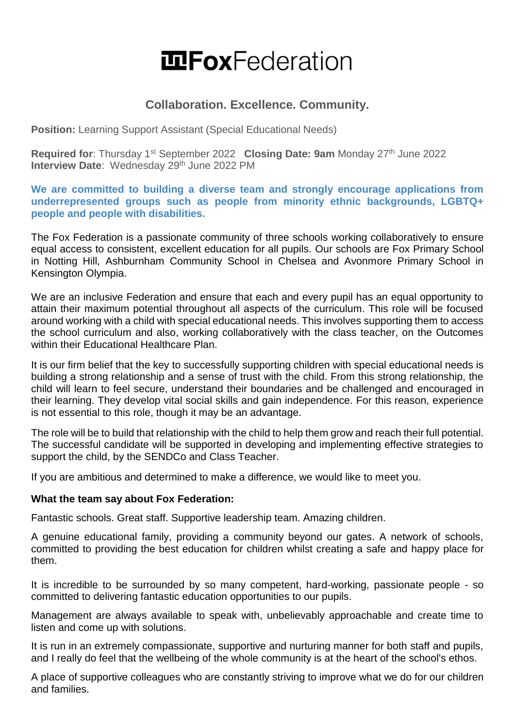# FoxFederation

## Collaboration. Excellence. Community.

**Position:** Learning Support Assistant (Special Educational Needs)

**Required for**: Thursday 1st September 2022 **Closing Date: 9am** Monday 27th June 2022
**Interview Date**: Wednesday 29th June 2022 PM

**We are committed to building a diverse team and strongly encourage applications from underrepresented groups such as people from minority ethnic backgrounds, LGBTQ+ people and people with disabilities.**

The Fox Federation is a passionate community of three schools working collaboratively to ensure equal access to consistent, excellent education for all pupils. Our schools are Fox Primary School in Notting Hill, Ashburnham Community School in Chelsea and Avonmore Primary School in Kensington Olympia.

We are an inclusive Federation and ensure that each and every pupil has an equal opportunity to attain their maximum potential throughout all aspects of the curriculum. This role will be focused around working with a child with special educational needs. This involves supporting them to access the school curriculum and also, working collaboratively with the class teacher, on the Outcomes within their Educational Healthcare Plan.

It is our firm belief that the key to successfully supporting children with special educational needs is building a strong relationship and a sense of trust with the child. From this strong relationship, the child will learn to feel secure, understand their boundaries and be challenged and encouraged in their learning. They develop vital social skills and gain independence. For this reason, experience is not essential to this role, though it may be an advantage.

The role will be to build that relationship with the child to help them grow and reach their full potential. The successful candidate will be supported in developing and implementing effective strategies to support the child, by the SENDCo and Class Teacher.

If you are ambitious and determined to make a difference, we would like to meet you.

**What the team say about Fox Federation:**

Fantastic schools. Great staff. Supportive leadership team. Amazing children.

A genuine educational family, providing a community beyond our gates. A network of schools, committed to providing the best education for children whilst creating a safe and happy place for them.

It is incredible to be surrounded by so many competent, hard-working, passionate people - so committed to delivering fantastic education opportunities to our pupils.

Management are always available to speak with, unbelievably approachable and create time to listen and come up with solutions.

It is run in an extremely compassionate, supportive and nurturing manner for both staff and pupils, and I really do feel that the wellbeing of the whole community is at the heart of the school's ethos.

A place of supportive colleagues who are constantly striving to improve what we do for our children and families.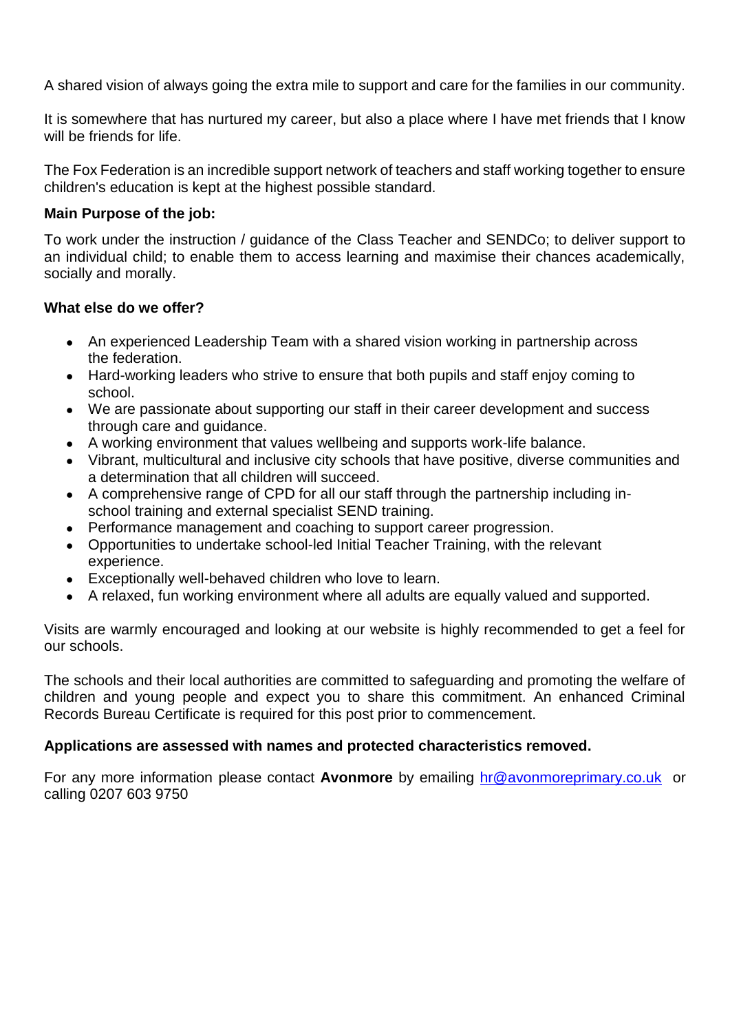A shared vision of always going the extra mile to support and care for the families in our community.

It is somewhere that has nurtured my career, but also a place where I have met friends that I know will be friends for life.

The Fox Federation is an incredible support network of teachers and staff working together to ensure children's education is kept at the highest possible standard.

**Main Purpose of the job:**

To work under the instruction / guidance of the Class Teacher and SENDCo; to deliver support to an individual child; to enable them to access learning and maximise their chances academically, socially and morally.

**What else do we offer?**

- An experienced Leadership Team with a shared vision working in partnership across the federation.
- Hard-working leaders who strive to ensure that both pupils and staff enjoy coming to school.
- We are passionate about supporting our staff in their career development and success through care and guidance.
- A working environment that values wellbeing and supports work-life balance.
- Vibrant, multicultural and inclusive city schools that have positive, diverse communities and a determination that all children will succeed.
- A comprehensive range of CPD for all our staff through the partnership including in-school training and external specialist SEND training.
- Performance management and coaching to support career progression.
- Opportunities to undertake school-led Initial Teacher Training, with the relevant experience.
- Exceptionally well-behaved children who love to learn.
- A relaxed, fun working environment where all adults are equally valued and supported.

Visits are warmly encouraged and looking at our website is highly recommended to get a feel for our schools.

The schools and their local authorities are committed to safeguarding and promoting the welfare of children and young people and expect you to share this commitment. An enhanced Criminal Records Bureau Certificate is required for this post prior to commencement.

**Applications are assessed with names and protected characteristics removed.**

For any more information please contact **Avonmore** by emailing hr@avonmoreprimary.co.uk or calling 0207 603 9750